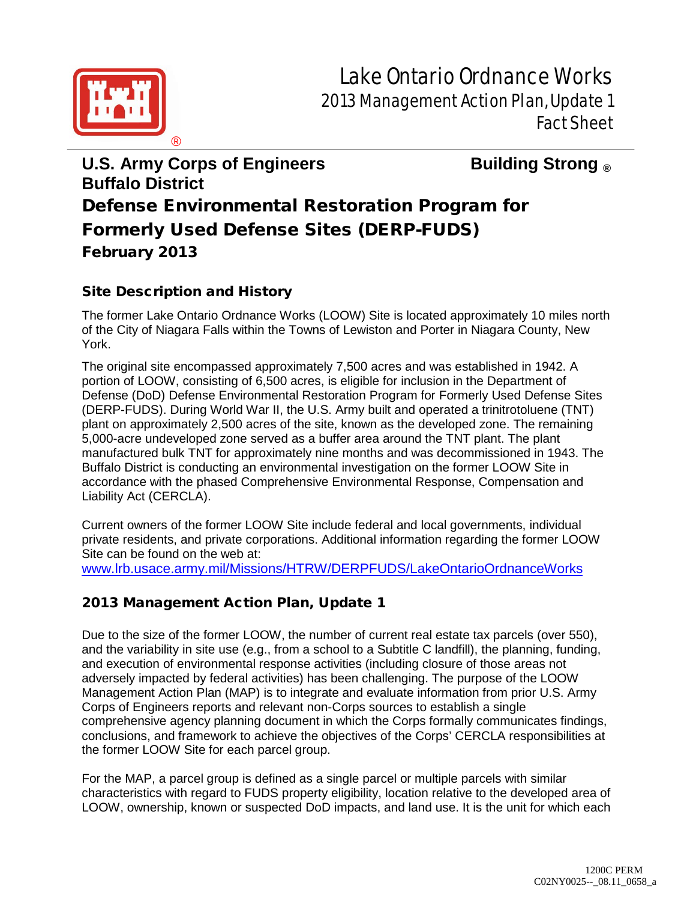# Lake Ontario Ordnance Works
## 2013 Management Action Plan, Update 1
## Fact Sheet

**U.S. Army Corps of Engineers** **Building Strong ®**
**Buffalo District**

# Defense Environmental Restoration Program for Formerly Used Defense Sites (DERP-FUDS)

**February 2013**

## Site Description and History

The former Lake Ontario Ordnance Works (LOOW) Site is located approximately 10 miles north of the City of Niagara Falls within the Towns of Lewiston and Porter in Niagara County, New York.

The original site encompassed approximately 7,500 acres and was established in 1942. A portion of LOOW, consisting of 6,500 acres, is eligible for inclusion in the Department of Defense (DoD) Defense Environmental Restoration Program for Formerly Used Defense Sites (DERP-FUDS). During World War II, the U.S. Army built and operated a trinitrotoluene (TNT) plant on approximately 2,500 acres of the site, known as the developed zone. The remaining 5,000-acre undeveloped zone served as a buffer area around the TNT plant. The plant manufactured bulk TNT for approximately nine months and was decommissioned in 1943. The Buffalo District is conducting an environmental investigation on the former LOOW Site in accordance with the phased Comprehensive Environmental Response, Compensation and Liability Act (CERCLA).

Current owners of the former LOOW Site include federal and local governments, individual private residents, and private corporations. Additional information regarding the former LOOW Site can be found on the web at:
www.lrb.usace.army.mil/Missions/HTRW/DERPFUDS/LakeOntarioOrdnanceWorks

## 2013 Management Action Plan, Update 1

Due to the size of the former LOOW, the number of current real estate tax parcels (over 550), and the variability in site use (e.g., from a school to a Subtitle C landfill), the planning, funding, and execution of environmental response activities (including closure of those areas not adversely impacted by federal activities) has been challenging. The purpose of the LOOW Management Action Plan (MAP) is to integrate and evaluate information from prior U.S. Army Corps of Engineers reports and relevant non-Corps sources to establish a single comprehensive agency planning document in which the Corps formally communicates findings, conclusions, and framework to achieve the objectives of the Corps' CERCLA responsibilities at the former LOOW Site for each parcel group.

For the MAP, a parcel group is defined as a single parcel or multiple parcels with similar characteristics with regard to FUDS property eligibility, location relative to the developed area of LOOW, ownership, known or suspected DoD impacts, and land use. It is the unit for which each

1200C PERM
C02NY0025--_08.11_0658_a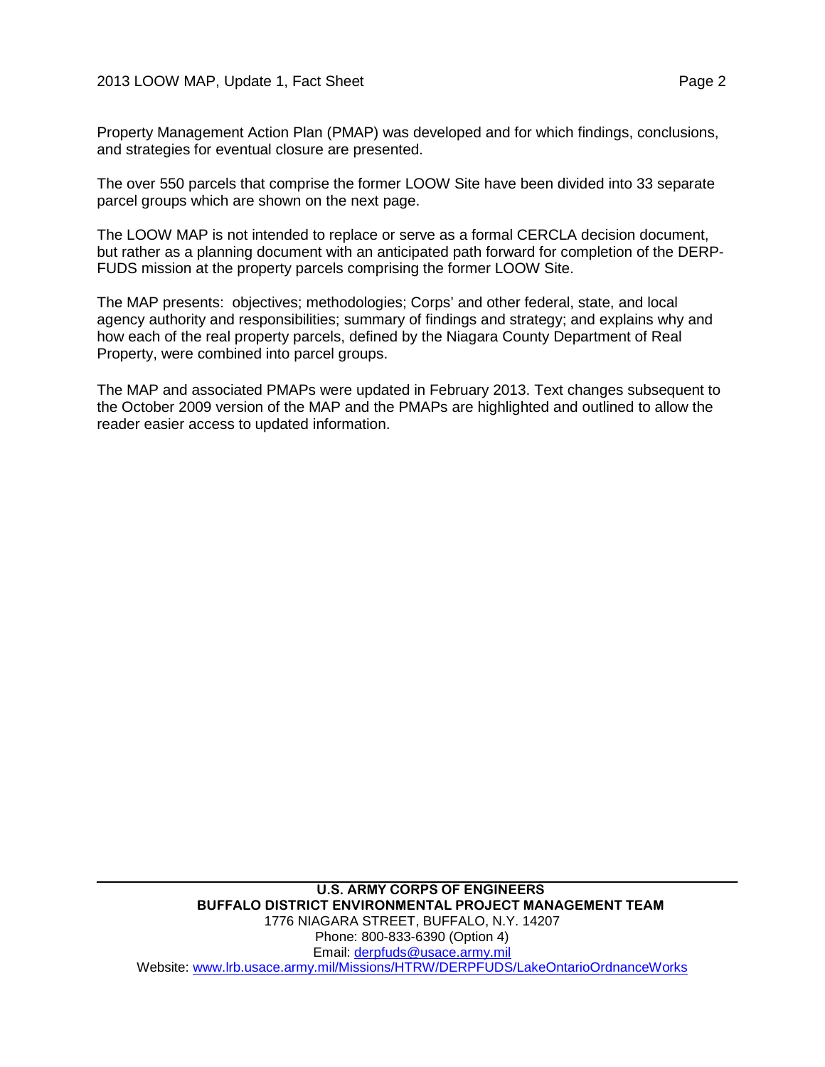Property Management Action Plan (PMAP) was developed and for which findings, conclusions, and strategies for eventual closure are presented.

The over 550 parcels that comprise the former LOOW Site have been divided into 33 separate parcel groups which are shown on the next page.

The LOOW MAP is not intended to replace or serve as a formal CERCLA decision document, but rather as a planning document with an anticipated path forward for completion of the DERP-FUDS mission at the property parcels comprising the former LOOW Site.

The MAP presents: objectives; methodologies; Corps' and other federal, state, and local agency authority and responsibilities; summary of findings and strategy; and explains why and how each of the real property parcels, defined by the Niagara County Department of Real Property, were combined into parcel groups.

The MAP and associated PMAPs were updated in February 2013. Text changes subsequent to the October 2009 version of the MAP and the PMAPs are highlighted and outlined to allow the reader easier access to updated information.

---

**U.S. ARMY CORPS OF ENGINEERS**
**BUFFALO DISTRICT ENVIRONMENTAL PROJECT MANAGEMENT TEAM**
1776 NIAGARA STREET, BUFFALO, N.Y. 14207
Phone: 800-833-6390 (Option 4)
Email: derpfuds@usace.army.mil
Website: www.lrb.usace.army.mil/Missions/HTRW/DERPFUDS/LakeOntarioOrdnanceWorks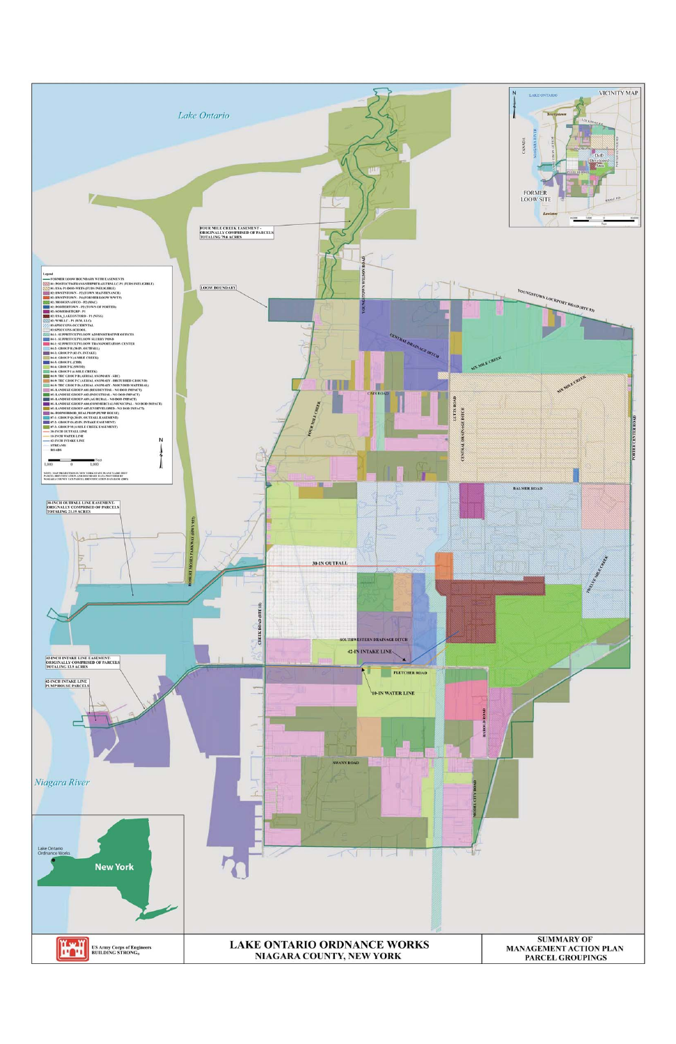Lake Ontario

Niagara River

VICINITY MAP

LAKE ONTARIO

Youngstown

CANADA

NIAGARA RIVER

FORMER LOOW SITE

DoD Retained Area

Lewiston

FOUR MILE CREEK EASEMENT - ORIGINALLY COMPRISED OF PARCELS TOTALING 79.6 ACRES

LOOW BOUNDARY

30-INCH OUTFALL LINE EASEMENT - ORIGINALLY COMPRISED OF PARCELS TOTALING 21.19 ACRES

42-INCH INTAKE LINE EASEMENT - ORIGINALLY COMPRISED OF PARCELS TOTALING 13.9 ACRES

42-INCH INTAKE LINE PUMP HOUSE PARCELS

YOUNGSTOWN LOCKPORT ROAD (RTE 93)

YOUNGSTOWN WILSON ROAD

CENTRAL DRAINAGE DITCH

SIX MILE CREEK

CAIN ROAD

LUTTS ROAD

FOUR MILE CREEK

PORTER CENTER ROAD

BALMER ROAD

30-IN OUTFALL

TWELVE MILE CREEK

ROBERT MOSES PARKWAY (HWY 18F)

CREEK ROAD (RTE 18)

SOUTHWESTERN DRAINAGE DITCH

42-IN INTAKE LINE

FLETCHER ROAD

10-IN WATER LINE

HARolD ROAD

SWANN ROAD

MODEL CITY ROAD

Legend

Lake Ontario Ordnance Works

New York

US Army Corps of Engineers BUILDING STRONG

# LAKE ONTARIO ORDNANCE WORKS
NIAGARA COUNTY, NEW YORK

SUMMARY OF MANAGEMENT ACTION PLAN PARCEL GROUPINGS